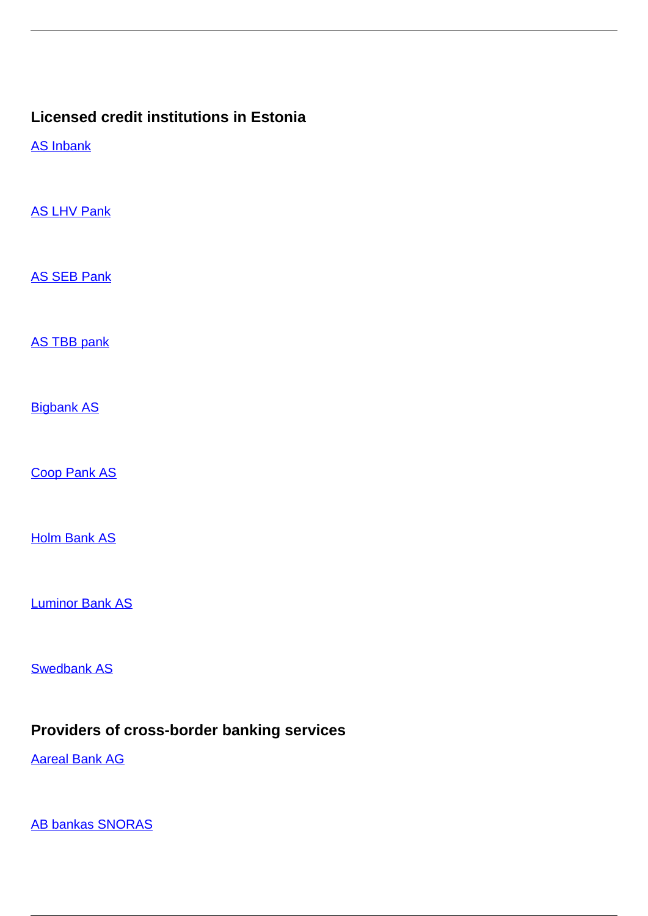## Licensed credit institutions in Estonia

[AS Inbank]

[AS LHV Pank]

[AS SEB Pank]

[AS TBB pank]

[Bigbank AS]

[Coop Pank AS]

[Holm Bank AS]

[Luminor Bank AS]

[Swedbank AS]

## Providers of cross-border banking services

[Aareal Bank AG]

[AB bankas SNORAS]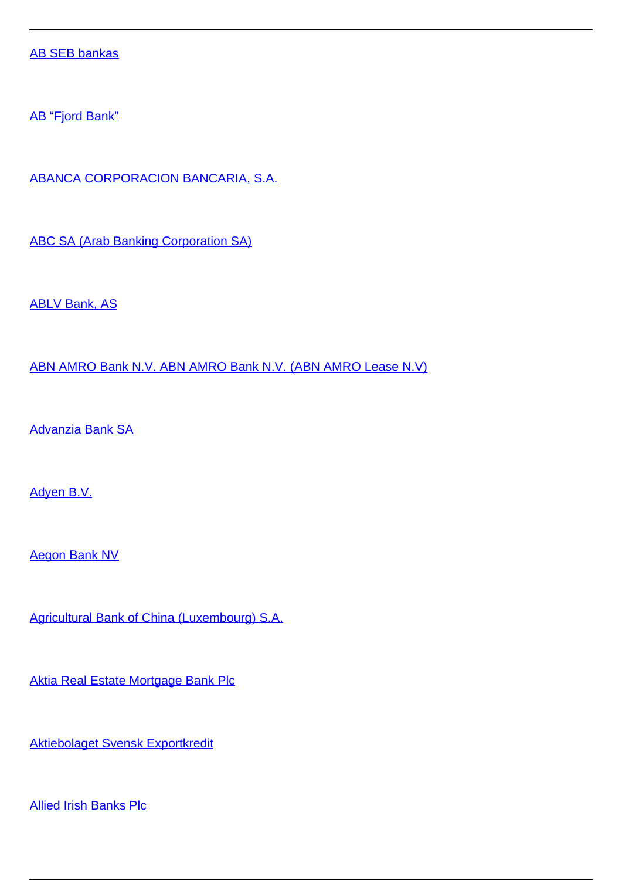AB SEB bankas

AB “Fjord Bank”

ABANCA CORPORACION BANCARIA, S.A.

ABC SA (Arab Banking Corporation SA)

ABLV Bank, AS

ABN AMRO Bank N.V. ABN AMRO Bank N.V. (ABN AMRO Lease N.V)

Advanzia Bank SA

Adyen B.V.

Aegon Bank NV

Agricultural Bank of China (Luxembourg) S.A.

Aktia Real Estate Mortgage Bank Plc

Aktiebolaget Svensk Exportkredit

Allied Irish Banks Plc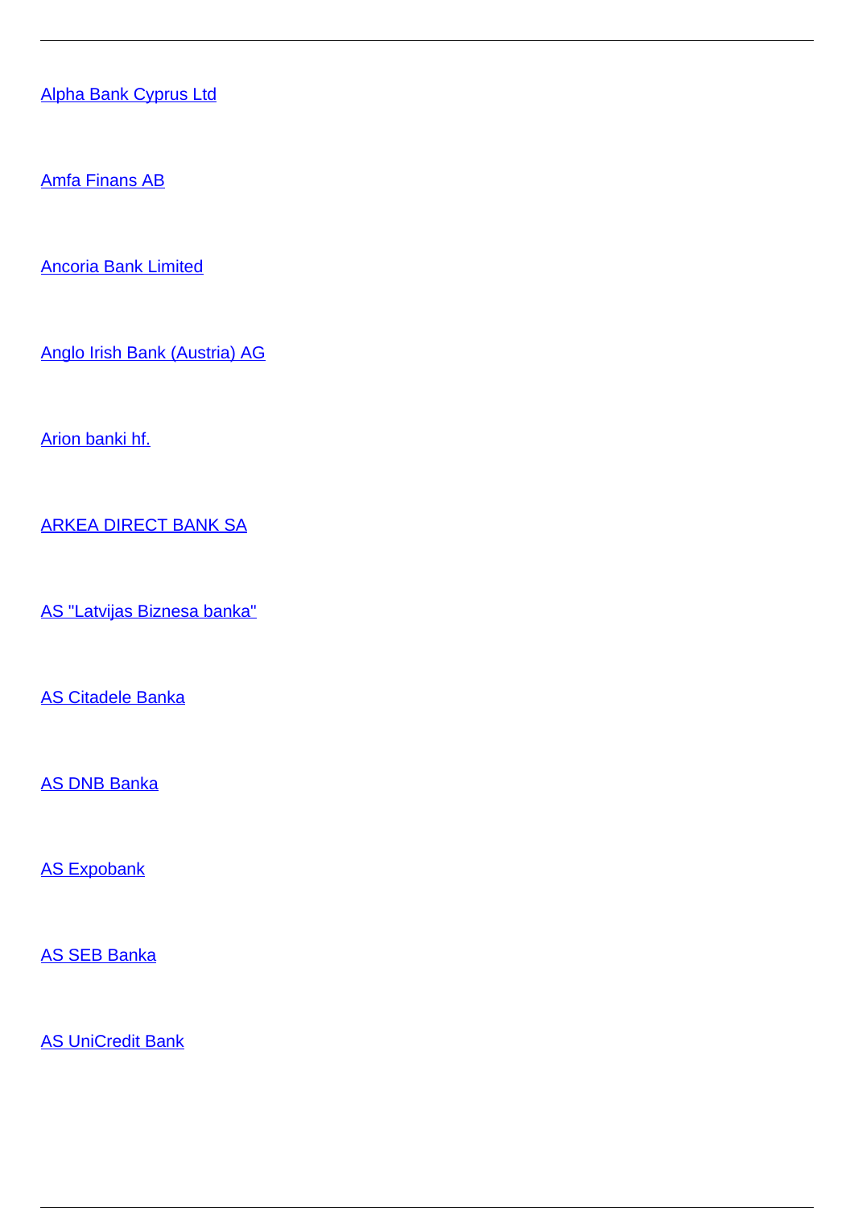Alpha Bank Cyprus Ltd

Amfa Finans AB

Ancoria Bank Limited

Anglo Irish Bank (Austria) AG

Arion banki hf.

ARKEA DIRECT BANK SA

AS "Latvijas Biznesa banka"

AS Citadele Banka

AS DNB Banka

AS Expobank

AS SEB Banka

AS UniCredit Bank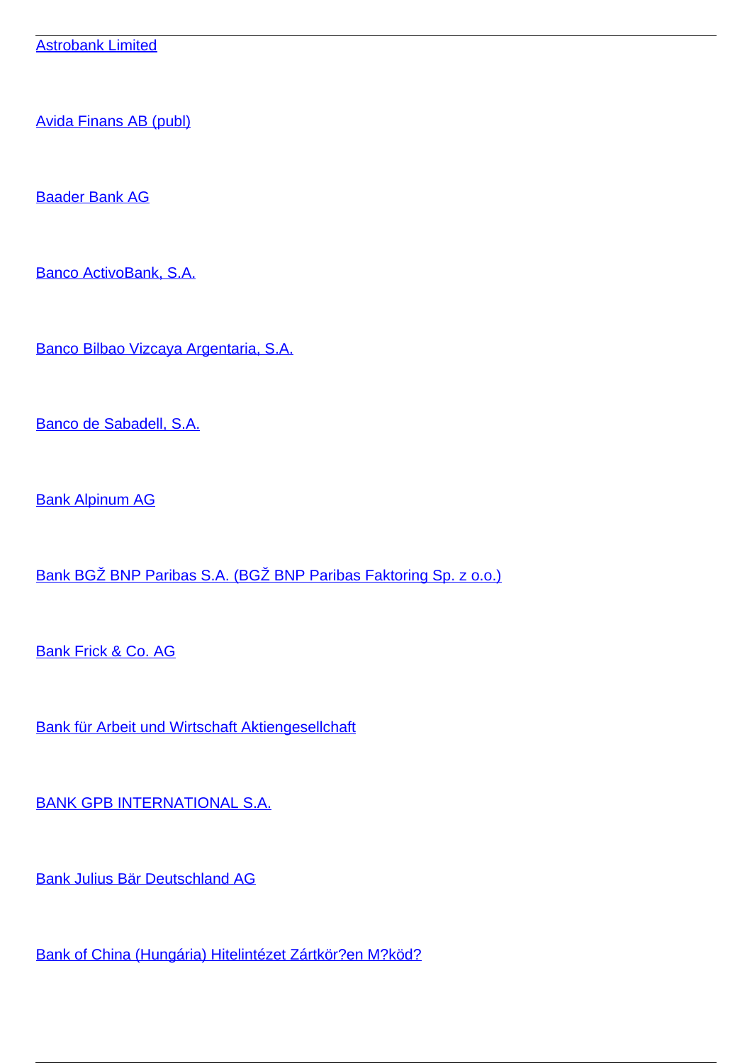Astrobank Limited

Avida Finans AB (publ)

Baader Bank AG

Banco ActivoBank, S.A.

Banco Bilbao Vizcaya Argentaria, S.A.

Banco de Sabadell, S.A.

Bank Alpinum AG

Bank BGŽ BNP Paribas S.A. (BGŽ BNP Paribas Faktoring Sp. z o.o.)

Bank Frick & Co. AG

Bank für Arbeit und Wirtschaft Aktiengesellchaft

BANK GPB INTERNATIONAL S.A.

Bank Julius Bär Deutschland AG

Bank of China (Hungária) Hitelintézet Zártkör?en M?köd?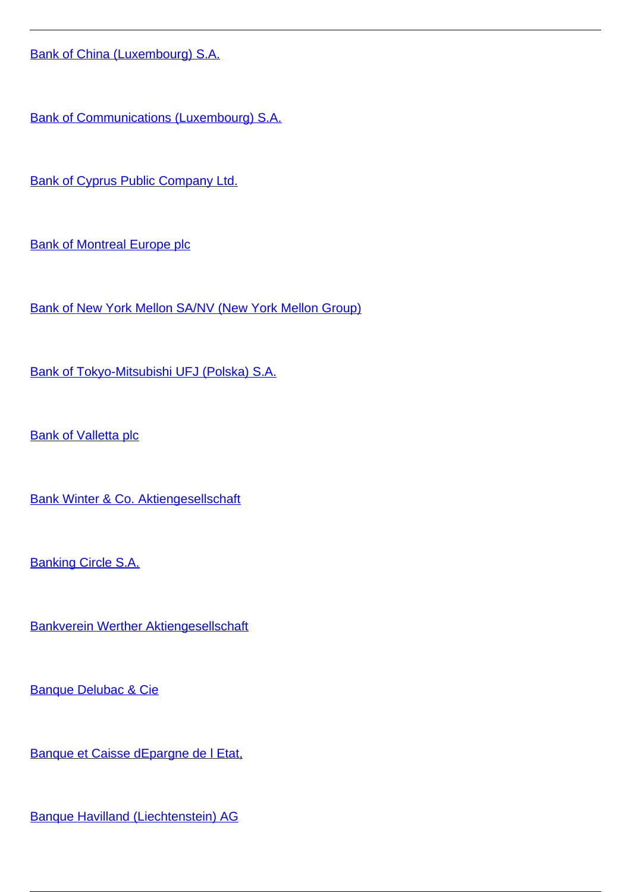Bank of China (Luxembourg) S.A.

Bank of Communications (Luxembourg) S.A.

Bank of Cyprus Public Company Ltd.

Bank of Montreal Europe plc

Bank of New York Mellon SA/NV (New York Mellon Group)

Bank of Tokyo-Mitsubishi UFJ (Polska) S.A.

Bank of Valletta plc

Bank Winter & Co. Aktiengesellschaft

Banking Circle S.A.

Bankverein Werther Aktiengesellschaft

Banque Delubac & Cie

Banque et Caisse dEpargne de l Etat,

Banque Havilland (Liechtenstein) AG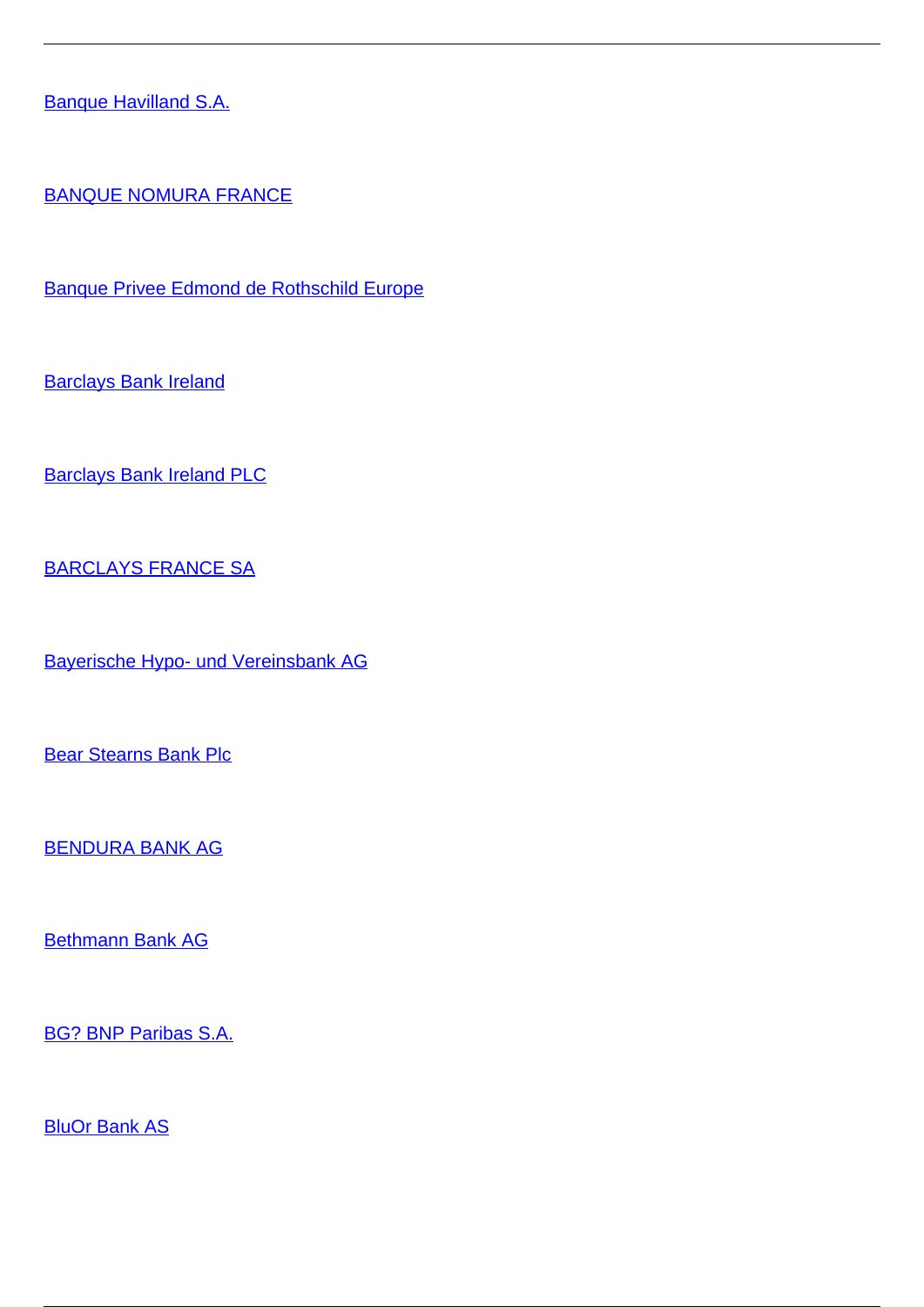Banque Havilland S.A.

BANQUE NOMURA FRANCE

Banque Privee Edmond de Rothschild Europe

Barclays Bank Ireland

Barclays Bank Ireland PLC

BARCLAYS FRANCE SA

Bayerische Hypo- und Vereinsbank AG

Bear Stearns Bank Plc

BENDURA BANK AG

Bethmann Bank AG

BG? BNP Paribas S.A.

BluOr Bank AS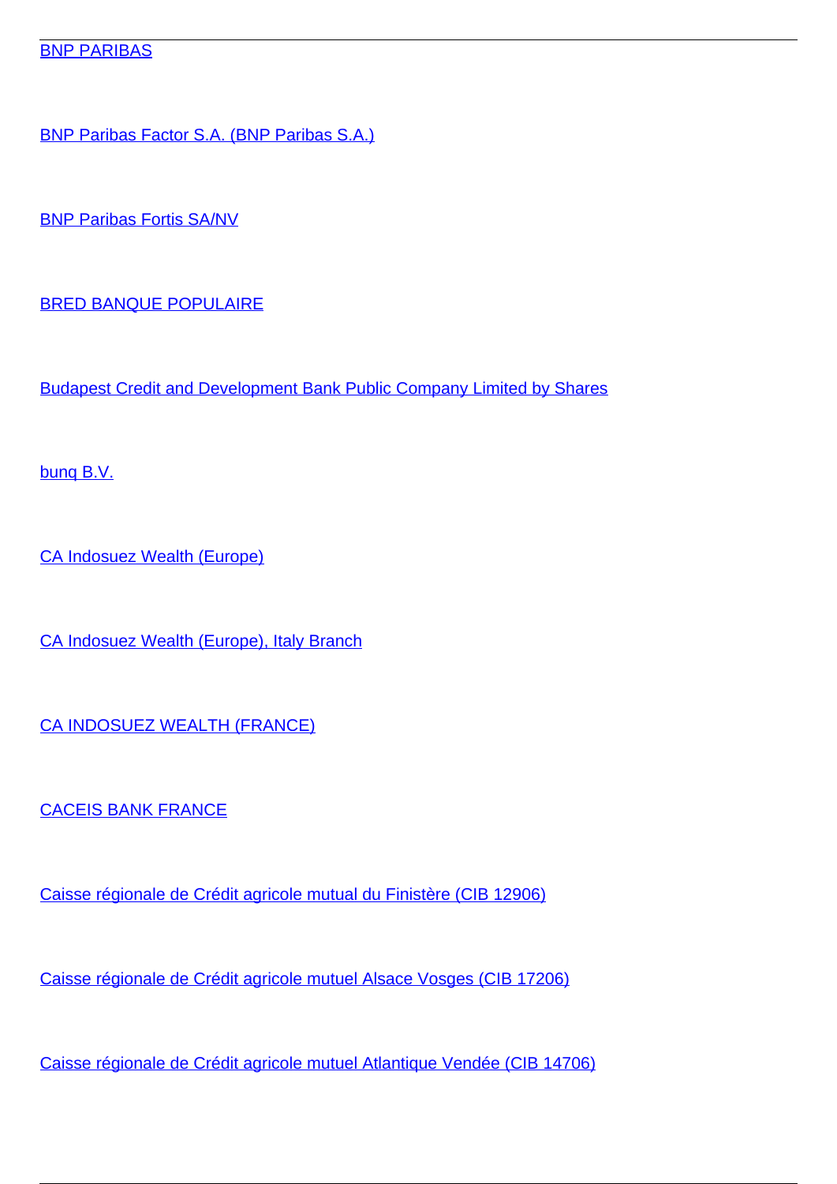[BNP PARIBAS]

[BNP Paribas Factor S.A. (BNP Paribas S.A.)]

[BNP Paribas Fortis SA/NV]

[BRED BANQUE POPULAIRE]

[Budapest Credit and Development Bank Public Company Limited by Shares]

[bunq B.V.]

[CA Indosuez Wealth (Europe)]

[CA Indosuez Wealth (Europe), Italy Branch]

[CA INDOSUEZ WEALTH (FRANCE)]

[CACEIS BANK FRANCE]

[Caisse régionale de Crédit agricole mutual du Finistère (CIB 12906)]

[Caisse régionale de Crédit agricole mutuel Alsace Vosges (CIB 17206)]

[Caisse régionale de Crédit agricole mutuel Atlantique Vendée (CIB 14706)]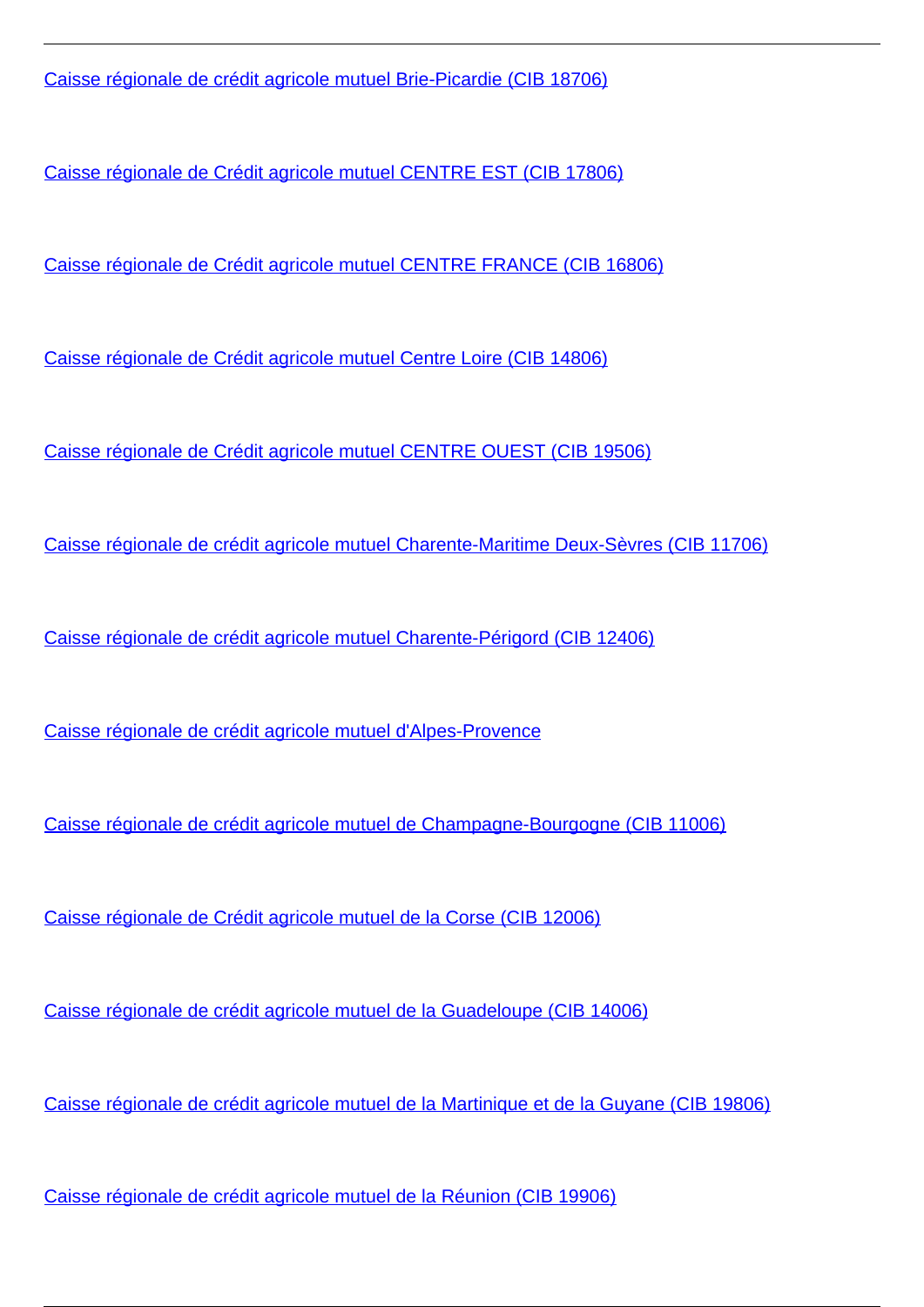Caisse régionale de crédit agricole mutuel Brie-Picardie (CIB 18706)

Caisse régionale de Crédit agricole mutuel CENTRE EST (CIB 17806)

Caisse régionale de Crédit agricole mutuel CENTRE FRANCE (CIB 16806)

Caisse régionale de Crédit agricole mutuel Centre Loire (CIB 14806)

Caisse régionale de Crédit agricole mutuel CENTRE OUEST (CIB 19506)

Caisse régionale de crédit agricole mutuel Charente-Maritime Deux-Sèvres (CIB 11706)

Caisse régionale de crédit agricole mutuel Charente-Périgord (CIB 12406)

Caisse régionale de crédit agricole mutuel d'Alpes-Provence

Caisse régionale de crédit agricole mutuel de Champagne-Bourgogne (CIB 11006)

Caisse régionale de Crédit agricole mutuel de la Corse (CIB 12006)

Caisse régionale de crédit agricole mutuel de la Guadeloupe (CIB 14006)

Caisse régionale de crédit agricole mutuel de la Martinique et de la Guyane (CIB 19806)

Caisse régionale de crédit agricole mutuel de la Réunion (CIB 19906)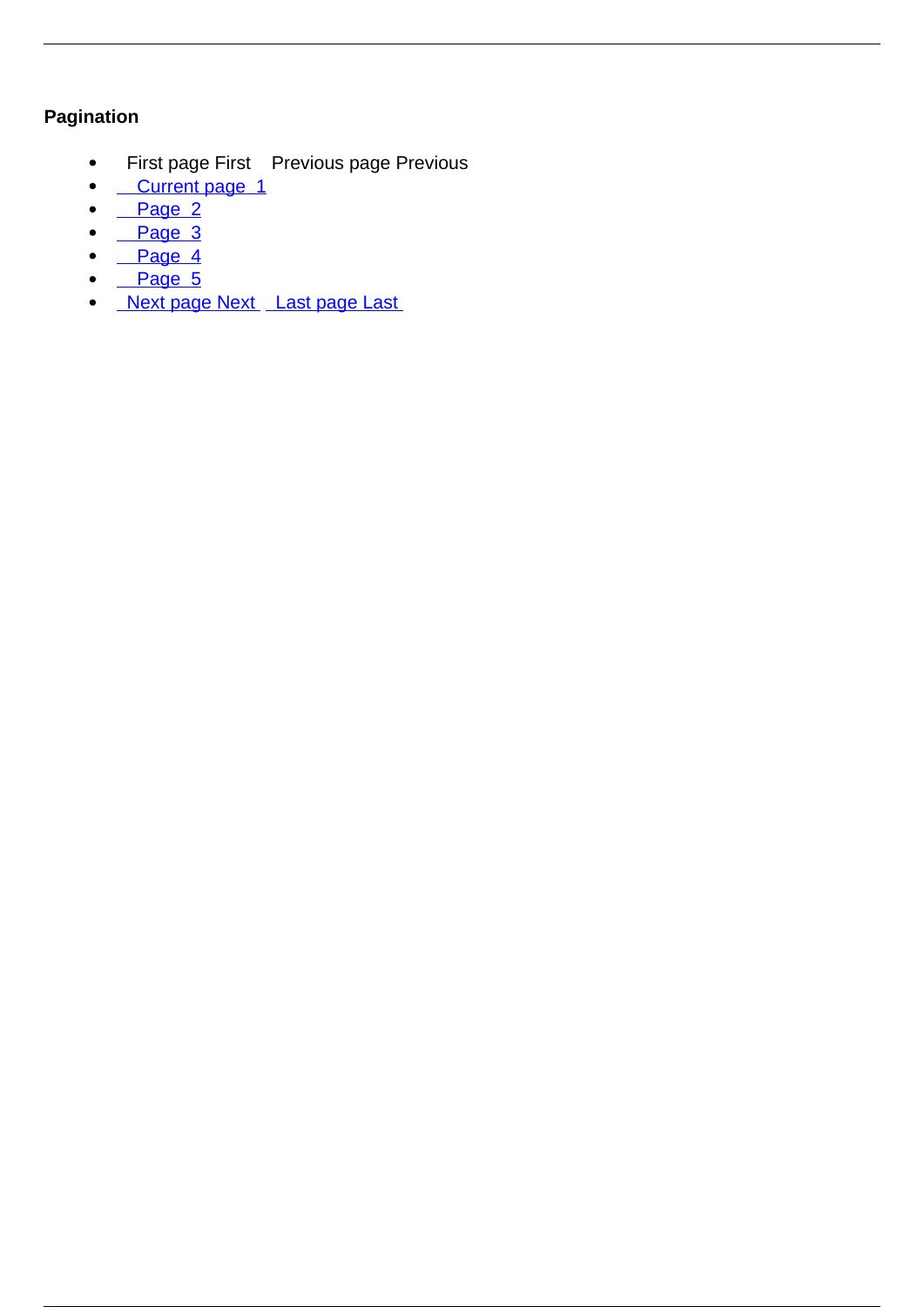**Pagination**

- First page First Previous page Previous
- Current page 1
- Page 2
- Page 3
- Page 4
- Page 5
- Next page Next Last page Last